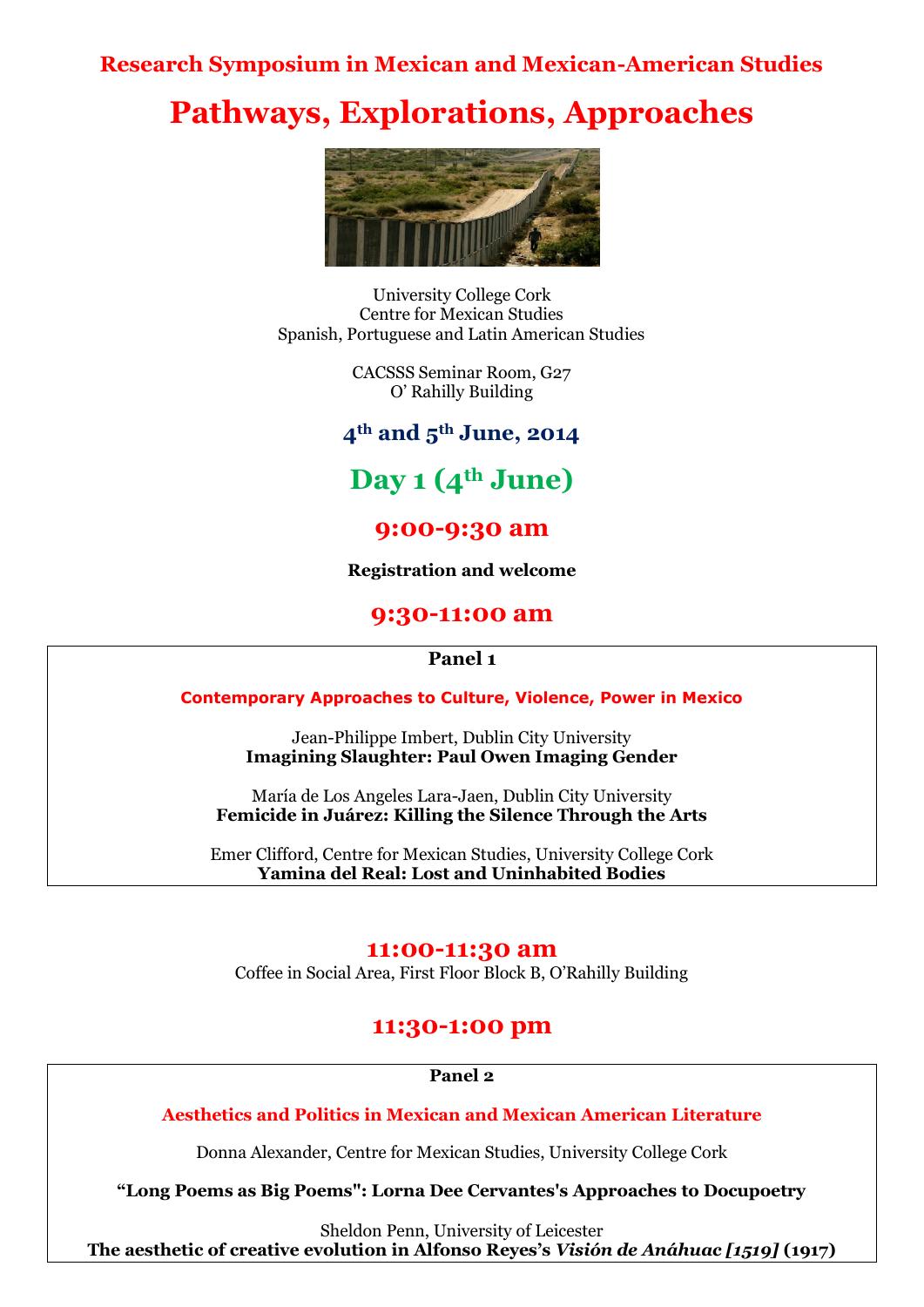**Research Symposium in Mexican and Mexican-American Studies**

# Pathways, Explorations, Approaches

University College Cork
Centre for Mexican Studies
Spanish, Portuguese and Latin American Studies

CACSSS Seminar Room, G27
O' Rahilly Building

## 4th and 5th June, 2014

## Day 1 (4th June)

### 9:00-9:30 am

**Registration and welcome**

### 9:30-11:00 am

**Panel 1**

**Contemporary Approaches to Culture, Violence, Power in Mexico**

Jean-Philippe Imbert, Dublin City University
**Imagining Slaughter: Paul Owen Imaging Gender**

María de Los Angeles Lara-Jaen, Dublin City University
**Femicide in Juárez: Killing the Silence Through the Arts**

Emer Clifford, Centre for Mexican Studies, University College Cork
**Yamina del Real: Lost and Uninhabited Bodies**

### 11:00-11:30 am

Coffee in Social Area, First Floor Block B, O'Rahilly Building

### 11:30-1:00 pm

**Panel 2**

**Aesthetics and Politics in Mexican and Mexican American Literature**

Donna Alexander, Centre for Mexican Studies, University College Cork

**"Long Poems as Big Poems": Lorna Dee Cervantes's Approaches to Docupoetry**

Sheldon Penn, University of Leicester
**The aesthetic of creative evolution in Alfonso Reyes's *Visión de Anáhuac [1519]* (1917)**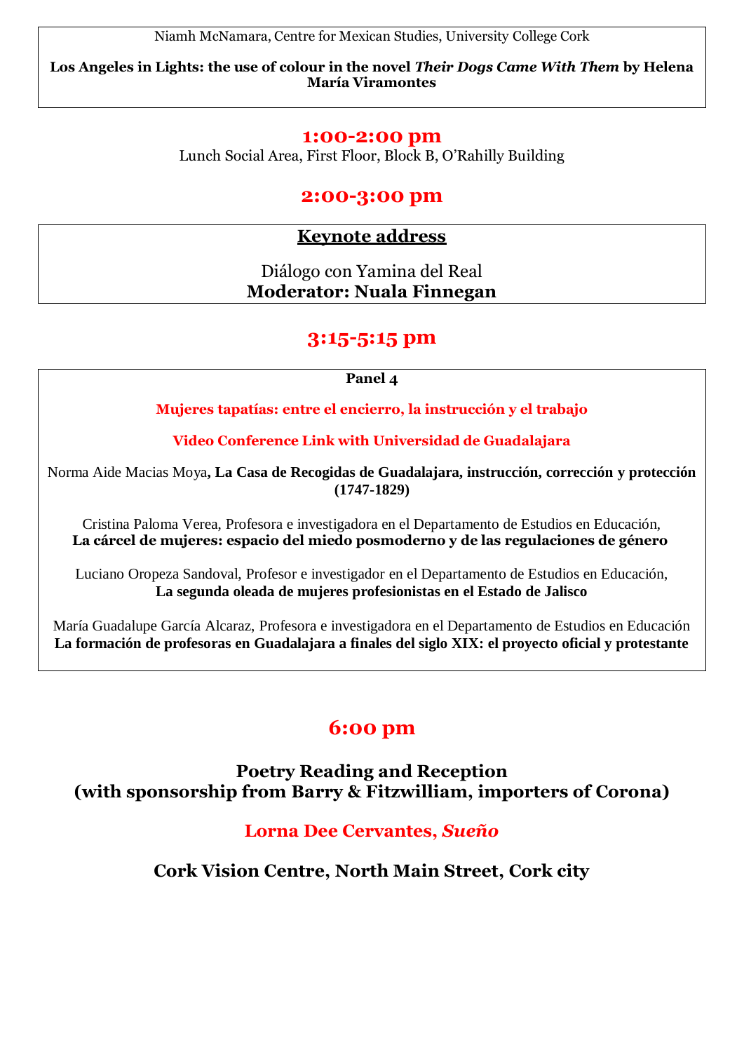Niamh McNamara, Centre for Mexican Studies, University College Cork

**Los Angeles in Lights: the use of colour in the novel *Their Dogs Came With Them* by Helena María Viramontes**

## 1:00-2:00 pm

Lunch Social Area, First Floor, Block B, O'Rahilly Building

## 2:00-3:00 pm

**Keynote address**

Diálogo con Yamina del Real

**Moderator: Nuala Finnegan**

## 3:15-5:15 pm

**Panel 4**

**Mujeres tapatías: entre el encierro, la instrucción y el trabajo**

**Video Conference Link with Universidad de Guadalajara**

Norma Aide Macias Moya**, La Casa de Recogidas de Guadalajara, instrucción, corrección y protección (1747-1829)**

Cristina Paloma Verea, Profesora e investigadora en el Departamento de Estudios en Educación,
**La cárcel de mujeres: espacio del miedo posmoderno y de las regulaciones de género**

Luciano Oropeza Sandoval, Profesor e investigador en el Departamento de Estudios en Educación,
**La segunda oleada de mujeres profesionistas en el Estado de Jalisco**

María Guadalupe García Alcaraz, Profesora e investigadora en el Departamento de Estudios en Educación
**La formación de profesoras en Guadalajara a finales del siglo XIX: el proyecto oficial y protestante**

## 6:00 pm

**Poetry Reading and Reception**
**(with sponsorship from Barry & Fitzwilliam, importers of Corona)**

**Lorna Dee Cervantes, *Sueño***

**Cork Vision Centre, North Main Street, Cork city**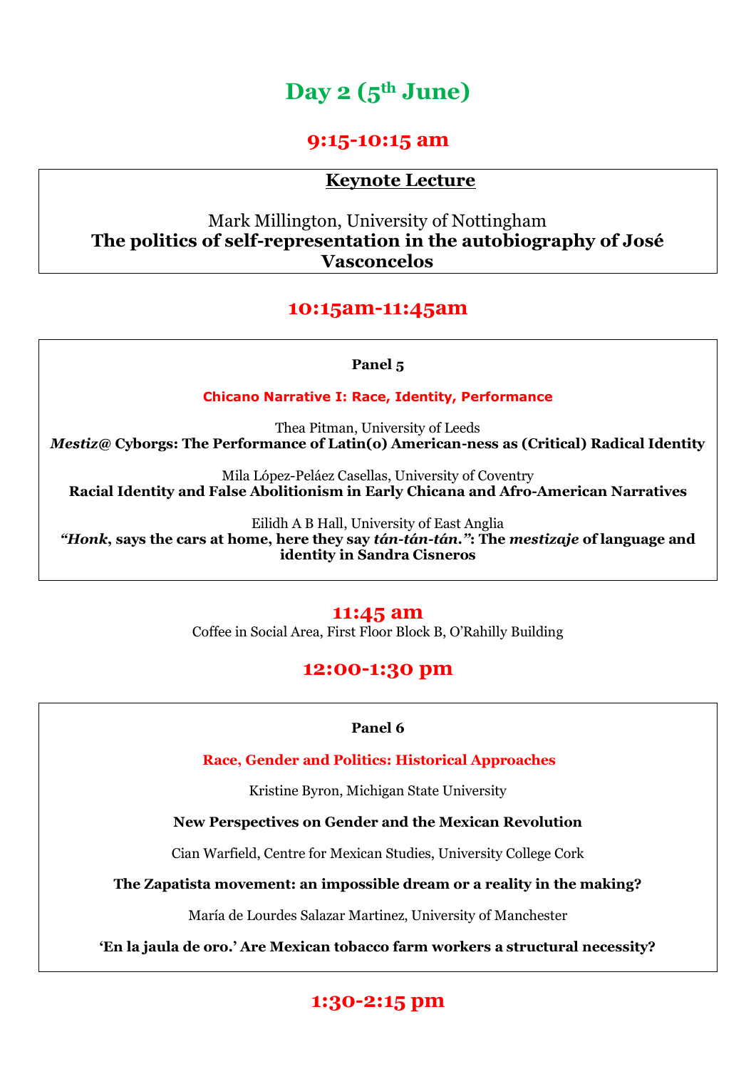# Day 2 (5th June)

## 9:15-10:15 am

**Keynote Lecture**

Mark Millington, University of Nottingham
**The politics of self-representation in the autobiography of José Vasconcelos**

## 10:15am-11:45am

**Panel 5**

**Chicano Narrative I: Race, Identity, Performance**

Thea Pitman, University of Leeds
***Mestiz@* Cyborgs: The Performance of Latin(o) American-ness as (Critical) Radical Identity**

Mila López-Peláez Casellas, University of Coventry
**Racial Identity and False Abolitionism in Early Chicana and Afro-American Narratives**

Eilidh A B Hall, University of East Anglia
***"Honk*, says the cars at home, here they say *tán-tán-tán.*": The *mestizaje* of language and identity in Sandra Cisneros**

## 11:45 am

Coffee in Social Area, First Floor Block B, O'Rahilly Building

## 12:00-1:30 pm

**Panel 6**

**Race, Gender and Politics: Historical Approaches**

Kristine Byron, Michigan State University

**New Perspectives on Gender and the Mexican Revolution**

Cian Warfield, Centre for Mexican Studies, University College Cork

**The Zapatista movement: an impossible dream or a reality in the making?**

María de Lourdes Salazar Martinez, University of Manchester

**'En la jaula de oro.' Are Mexican tobacco farm workers a structural necessity?**

## 1:30-2:15 pm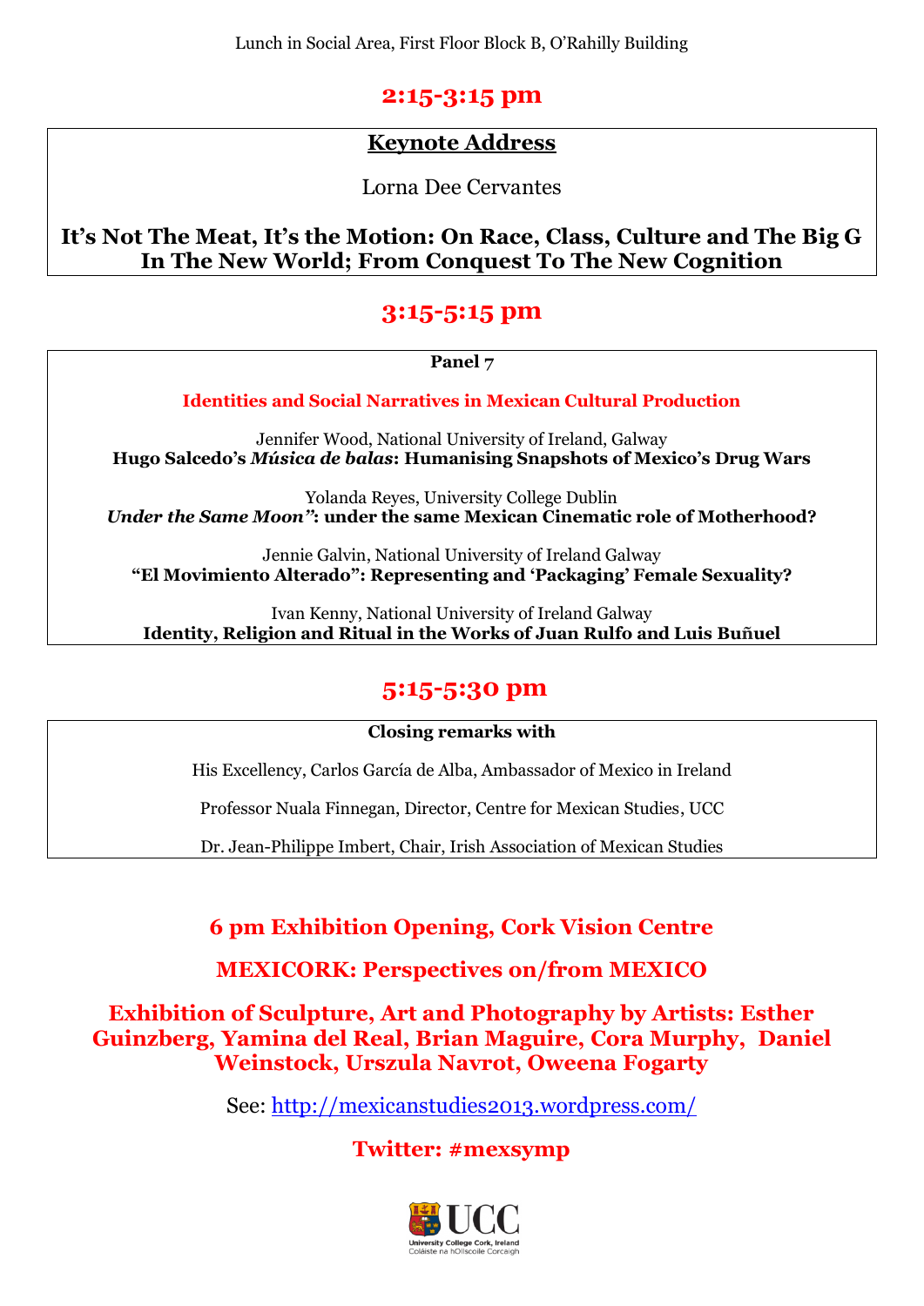Lunch in Social Area, First Floor Block B, O'Rahilly Building

## 2:15-3:15 pm

**Keynote Address**

Lorna Dee Cervantes

**It's Not The Meat, It's the Motion: On Race, Class, Culture and The Big G In The New World; From Conquest To The New Cognition**

## 3:15-5:15 pm

**Panel 7**

**Identities and Social Narratives in Mexican Cultural Production**

Jennifer Wood, National University of Ireland, Galway
**Hugo Salcedo's *Música de balas*: Humanising Snapshots of Mexico's Drug Wars**

Yolanda Reyes, University College Dublin
***Under the Same Moon"*: under the same Mexican Cinematic role of Motherhood?**

Jennie Galvin, National University of Ireland Galway
**"El Movimiento Alterado": Representing and 'Packaging' Female Sexuality?**

Ivan Kenny, National University of Ireland Galway
**Identity, Religion and Ritual in the Works of Juan Rulfo and Luis Buñuel**

## 5:15-5:30 pm

**Closing remarks with**

His Excellency, Carlos García de Alba, Ambassador of Mexico in Ireland

Professor Nuala Finnegan, Director, Centre for Mexican Studies, UCC

Dr. Jean-Philippe Imbert, Chair, Irish Association of Mexican Studies

## 6 pm Exhibition Opening, Cork Vision Centre

## MEXICORK: Perspectives on/from MEXICO

## Exhibition of Sculpture, Art and Photography by Artists: Esther Guinzberg, Yamina del Real, Brian Maguire, Cora Murphy, Daniel Weinstock, Urszula Navrot, Oweena Fogarty

See: http://mexicanstudies2013.wordpress.com/

**Twitter: #mexsymp**

UCC
University College Cork, Ireland
Coláiste na hOllscoile Corcaigh